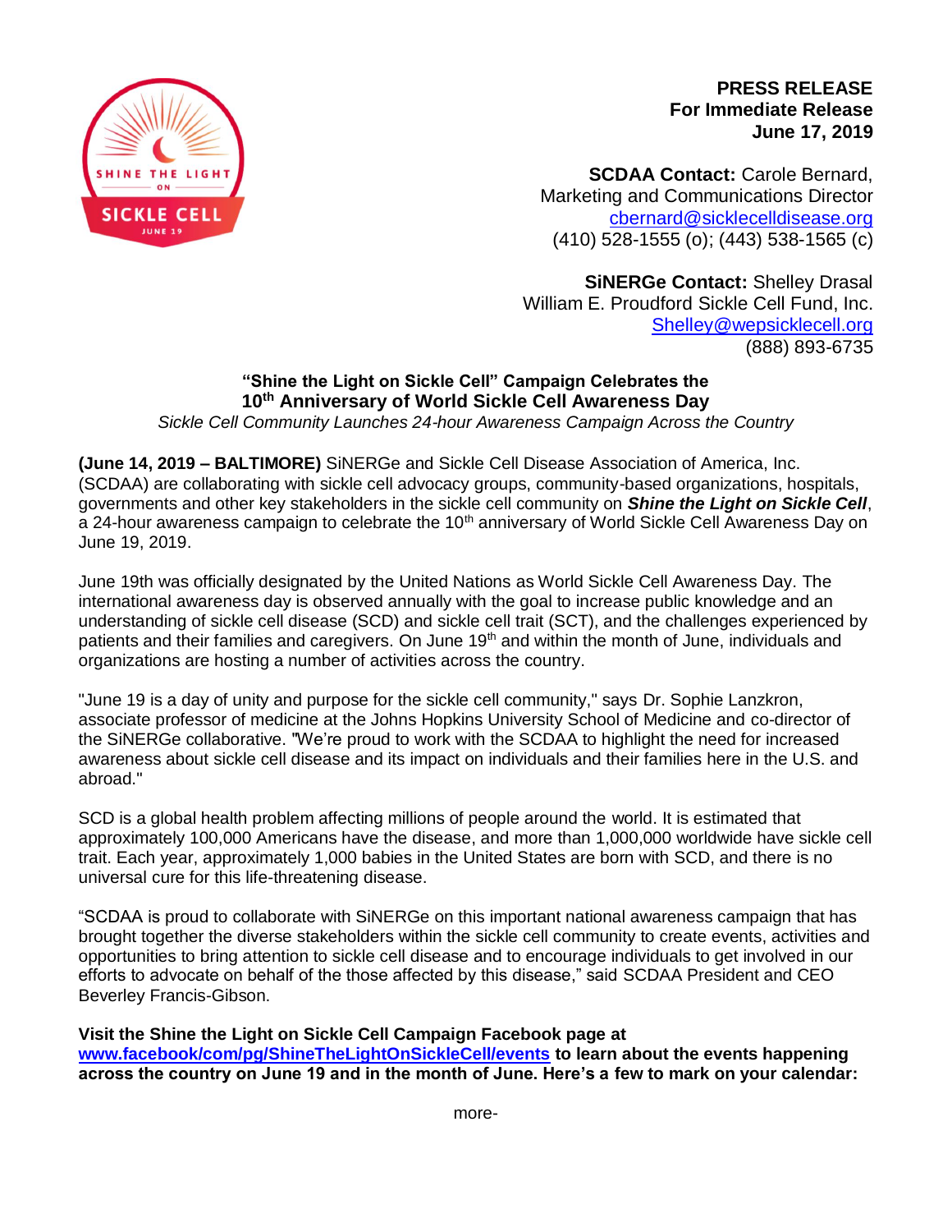**PRESS RELEASE**
**For Immediate Release**
**June 17, 2019**

**SCDAA Contact:** Carole Bernard,
Marketing and Communications Director
cbernard@sicklecelldisease.org
(410) 528-1555 (o); (443) 538-1565 (c)

**SiNERGe Contact:** Shelley Drasal
William E. Proudford Sickle Cell Fund, Inc.
Shelley@wepsicklecell.org
(888) 893-6735

## "Shine the Light on Sickle Cell" Campaign Celebrates the 10th Anniversary of World Sickle Cell Awareness Day

*Sickle Cell Community Launches 24-hour Awareness Campaign Across the Country*

**(June 14, 2019 – BALTIMORE)** SiNERGe and Sickle Cell Disease Association of America, Inc. (SCDAA) are collaborating with sickle cell advocacy groups, community-based organizations, hospitals, governments and other key stakeholders in the sickle cell community on ***Shine the Light on Sickle Cell***, a 24-hour awareness campaign to celebrate the 10th anniversary of World Sickle Cell Awareness Day on June 19, 2019.

June 19th was officially designated by the United Nations as World Sickle Cell Awareness Day. The international awareness day is observed annually with the goal to increase public knowledge and an understanding of sickle cell disease (SCD) and sickle cell trait (SCT), and the challenges experienced by patients and their families and caregivers. On June 19th and within the month of June, individuals and organizations are hosting a number of activities across the country.

"June 19 is a day of unity and purpose for the sickle cell community," says Dr. Sophie Lanzkron, associate professor of medicine at the Johns Hopkins University School of Medicine and co-director of the SiNERGe collaborative. "We're proud to work with the SCDAA to highlight the need for increased awareness about sickle cell disease and its impact on individuals and their families here in the U.S. and abroad."

SCD is a global health problem affecting millions of people around the world. It is estimated that approximately 100,000 Americans have the disease, and more than 1,000,000 worldwide have sickle cell trait. Each year, approximately 1,000 babies in the United States are born with SCD, and there is no universal cure for this life-threatening disease.

"SCDAA is proud to collaborate with SiNERGe on this important national awareness campaign that has brought together the diverse stakeholders within the sickle cell community to create events, activities and opportunities to bring attention to sickle cell disease and to encourage individuals to get involved in our efforts to advocate on behalf of the those affected by this disease," said SCDAA President and CEO Beverley Francis-Gibson.

**Visit the Shine the Light on Sickle Cell Campaign Facebook page at www.facebook/com/pg/ShineTheLightOnSickleCell/events to learn about the events happening across the country on June 19 and in the month of June. Here's a few to mark on your calendar:**

more-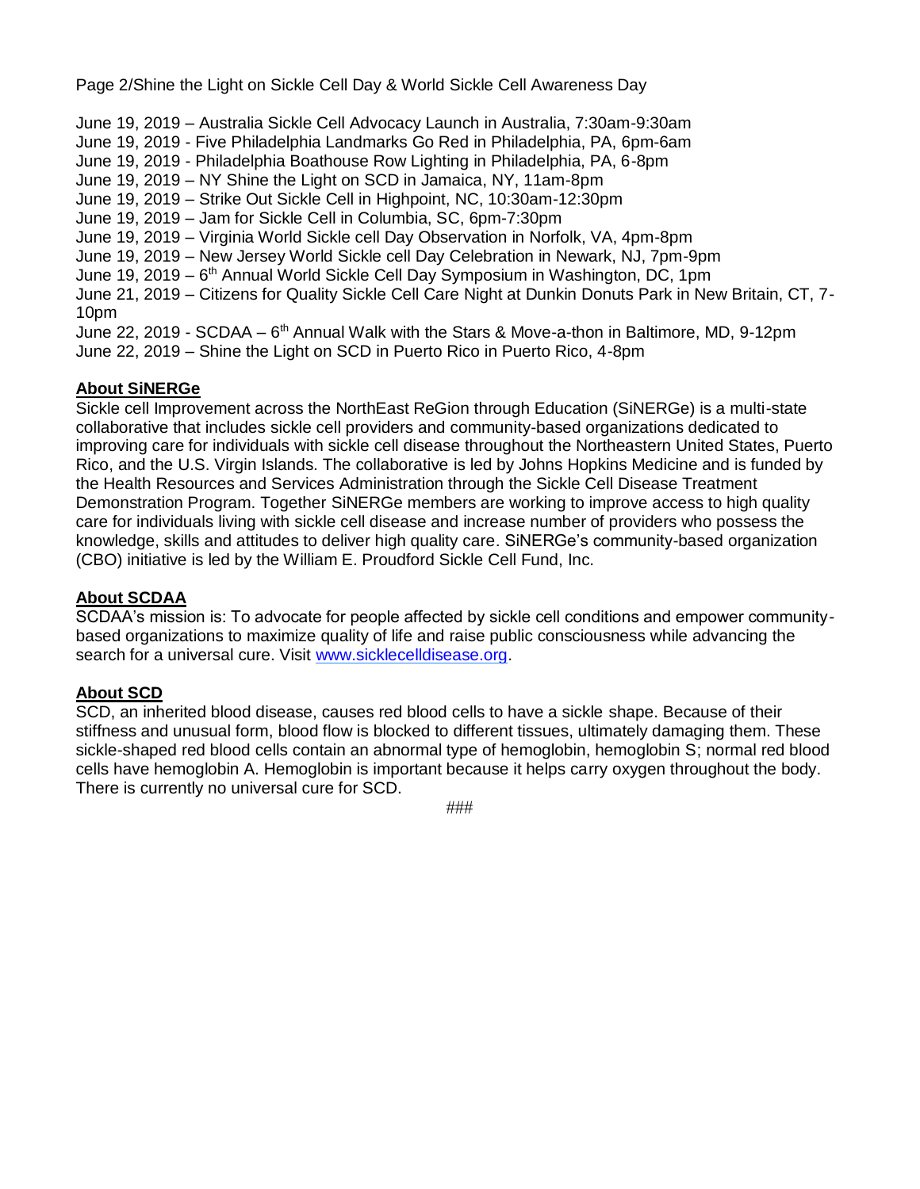June 19, 2019 – Australia Sickle Cell Advocacy Launch in Australia, 7:30am-9:30am
June 19, 2019 - Five Philadelphia Landmarks Go Red in Philadelphia, PA, 6pm-6am
June 19, 2019 - Philadelphia Boathouse Row Lighting in Philadelphia, PA, 6-8pm
June 19, 2019 – NY Shine the Light on SCD in Jamaica, NY, 11am-8pm
June 19, 2019 – Strike Out Sickle Cell in Highpoint, NC, 10:30am-12:30pm
June 19, 2019 – Jam for Sickle Cell in Columbia, SC, 6pm-7:30pm
June 19, 2019 – Virginia World Sickle cell Day Observation in Norfolk, VA, 4pm-8pm
June 19, 2019 – New Jersey World Sickle cell Day Celebration in Newark, NJ, 7pm-9pm
June 19, 2019 – 6th Annual World Sickle Cell Day Symposium in Washington, DC, 1pm
June 21, 2019 – Citizens for Quality Sickle Cell Care Night at Dunkin Donuts Park in New Britain, CT, 7-10pm
June 22, 2019 - SCDAA – 6th Annual Walk with the Stars & Move-a-thon in Baltimore, MD, 9-12pm
June 22, 2019 – Shine the Light on SCD in Puerto Rico in Puerto Rico, 4-8pm

**About SiNERGe**

Sickle cell Improvement across the NorthEast ReGion through Education (SiNERGe) is a multi-state collaborative that includes sickle cell providers and community-based organizations dedicated to improving care for individuals with sickle cell disease throughout the Northeastern United States, Puerto Rico, and the U.S. Virgin Islands. The collaborative is led by Johns Hopkins Medicine and is funded by the Health Resources and Services Administration through the Sickle Cell Disease Treatment Demonstration Program. Together SiNERGe members are working to improve access to high quality care for individuals living with sickle cell disease and increase number of providers who possess the knowledge, skills and attitudes to deliver high quality care. SiNERGe's community-based organization (CBO) initiative is led by the William E. Proudford Sickle Cell Fund, Inc.

**About SCDAA**

SCDAA's mission is: To advocate for people affected by sickle cell conditions and empower community-based organizations to maximize quality of life and raise public consciousness while advancing the search for a universal cure. Visit www.sicklecelldisease.org.

**About SCD**

SCD, an inherited blood disease, causes red blood cells to have a sickle shape. Because of their stiffness and unusual form, blood flow is blocked to different tissues, ultimately damaging them. These sickle-shaped red blood cells contain an abnormal type of hemoglobin, hemoglobin S; normal red blood cells have hemoglobin A. Hemoglobin is important because it helps carry oxygen throughout the body. There is currently no universal cure for SCD.

###